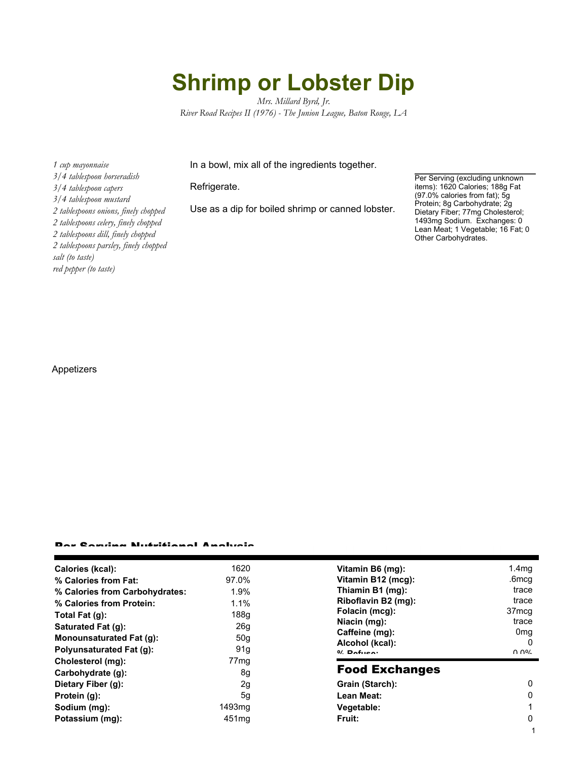# Shrimp or Lobster Dip

*Mrs. Millard Byrd, Jr.*
*River Road Recipes II (1976) - The Junion League, Baton Rouge, LA*

*1 cup mayonnaise*
*3/4 tablespoon horseradish*
*3/4 tablespoon capers*
*3/4 tablespoon mustard*
*2 tablespoons onions, finely chopped*
*2 tablespoons celery, finely chopped*
*2 tablespoons dill, finely chopped*
*2 tablespoons parsley, finely chopped*
*salt (to taste)*
*red pepper (to taste)*

In a bowl, mix all of the ingredients together.

Refrigerate.

Use as a dip for boiled shrimp or canned lobster.

Per Serving (excluding unknown items): 1620 Calories; 188g Fat (97.0% calories from fat); 5g Protein; 8g Carbohydrate; 2g Dietary Fiber; 77mg Cholesterol; 1493mg Sodium. Exchanges: 0 Lean Meat; 1 Vegetable; 16 Fat; 0 Other Carbohydrates.

Appetizers

## Per Serving Nutritional Analysis

| | |
|---|---|
| **Calories (kcal):** | 1620 |
| **% Calories from Fat:** | 97.0% |
| **% Calories from Carbohydrates:** | 1.9% |
| **% Calories from Protein:** | 1.1% |
| **Total Fat (g):** | 188g |
| **Saturated Fat (g):** | 26g |
| **Monounsaturated Fat (g):** | 50g |
| **Polyunsaturated Fat (g):** | 91g |
| **Cholesterol (mg):** | 77mg |
| **Carbohydrate (g):** | 8g |
| **Dietary Fiber (g):** | 2g |
| **Protein (g):** | 5g |
| **Sodium (mg):** | 1493mg |
| **Potassium (mg):** | 451mg |
| **Vitamin B6 (mg):** | 1.4mg |
| **Vitamin B12 (mcg):** | .6mcg |
| **Thiamin B1 (mg):** | trace |
| **Riboflavin B2 (mg):** | trace |
| **Folacin (mcg):** | 37mcg |
| **Niacin (mg):** | trace |
| **Caffeine (mg):** | 0mg |
| **Alcohol (kcal):** | 0 |
| **% Refuse:** | 0.0% |

## Food Exchanges

| | |
|---|---|
| **Grain (Starch):** | 0 |
| **Lean Meat:** | 0 |
| **Vegetable:** | 1 |
| **Fruit:** | 0 |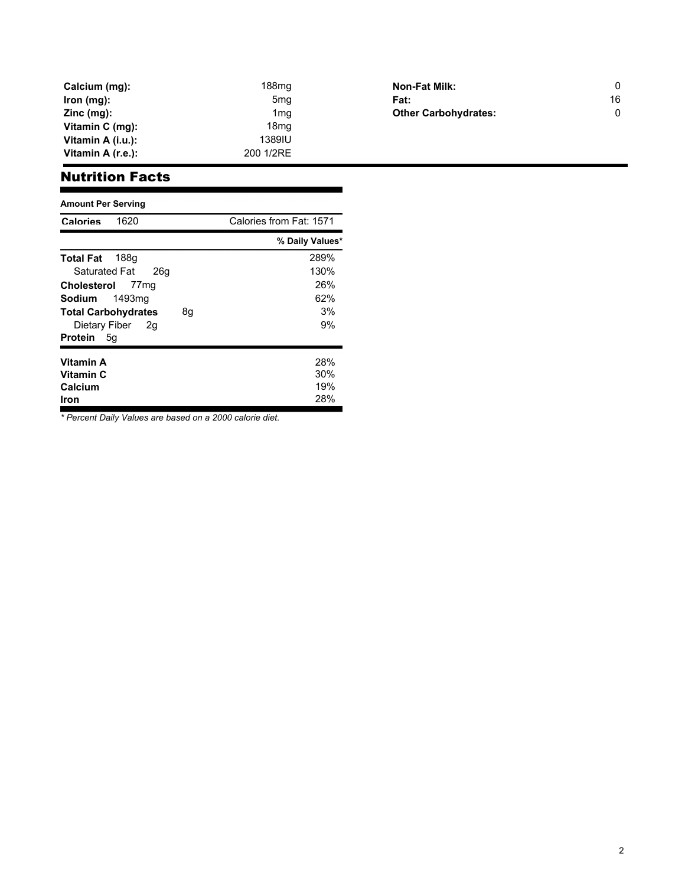| | |
|---|---|
| **Calcium (mg):** | 188mg |
| **Iron (mg):** | 5mg |
| **Zinc (mg):** | 1mg |
| **Vitamin C (mg):** | 18mg |
| **Vitamin A (i.u.):** | 1389IU |
| **Vitamin A (r.e.):** | 200 1/2RE |

| | |
|---|---|
| **Non-Fat Milk:** | 0 |
| **Fat:** | 16 |
| **Other Carbohydrates:** | 0 |

## Nutrition Facts

**Amount Per Serving**

| | |
|---|---|
| **Calories** 1620 | Calories from Fat: 1571 |
| | **% Daily Values*** |
| **Total Fat** 188g | 289% |
| Saturated Fat 26g | 130% |
| **Cholesterol** 77mg | 26% |
| **Sodium** 1493mg | 62% |
| **Total Carbohydrates** 8g | 3% |
| Dietary Fiber 2g | 9% |
| **Protein** 5g | |
| **Vitamin A** | 28% |
| **Vitamin C** | 30% |
| **Calcium** | 19% |
| **Iron** | 28% |

*\* Percent Daily Values are based on a 2000 calorie diet.*